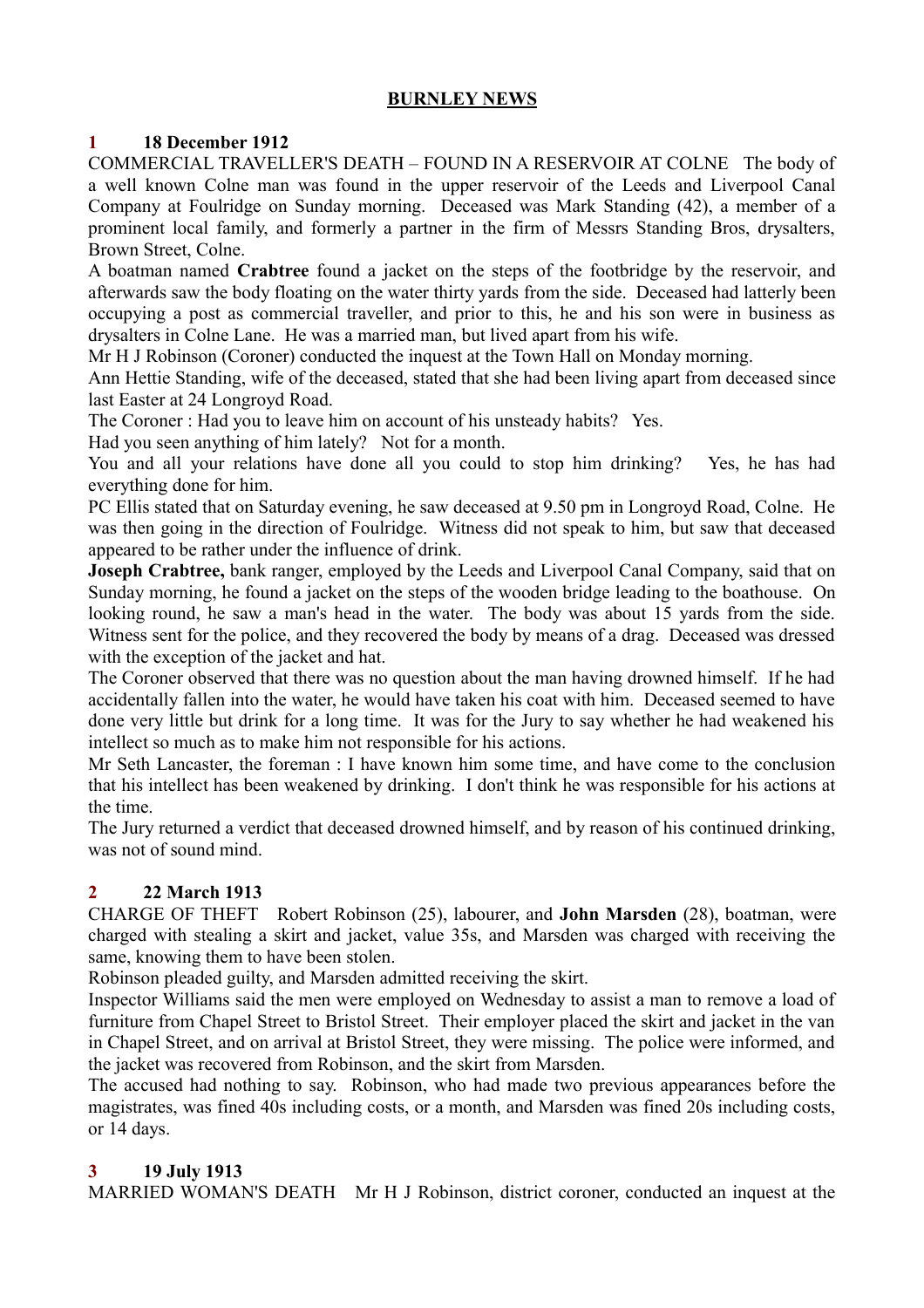# BURNLEY NEWS

**1 18 December 1912**

COMMERCIAL TRAVELLER'S DEATH – FOUND IN A RESERVOIR AT COLNE The body of a well known Colne man was found in the upper reservoir of the Leeds and Liverpool Canal Company at Foulridge on Sunday morning. Deceased was Mark Standing (42), a member of a prominent local family, and formerly a partner in the firm of Messrs Standing Bros, drysalters, Brown Street, Colne.

A boatman named **Crabtree** found a jacket on the steps of the footbridge by the reservoir, and afterwards saw the body floating on the water thirty yards from the side. Deceased had latterly been occupying a post as commercial traveller, and prior to this, he and his son were in business as drysalters in Colne Lane. He was a married man, but lived apart from his wife.

Mr H J Robinson (Coroner) conducted the inquest at the Town Hall on Monday morning.

Ann Hettie Standing, wife of the deceased, stated that she had been living apart from deceased since last Easter at 24 Longroyd Road.

The Coroner : Had you to leave him on account of his unsteady habits? Yes.

Had you seen anything of him lately? Not for a month.

You and all your relations have done all you could to stop him drinking? Yes, he has had everything done for him.

PC Ellis stated that on Saturday evening, he saw deceased at 9.50 pm in Longroyd Road, Colne. He was then going in the direction of Foulridge. Witness did not speak to him, but saw that deceased appeared to be rather under the influence of drink.

**Joseph Crabtree,** bank ranger, employed by the Leeds and Liverpool Canal Company, said that on Sunday morning, he found a jacket on the steps of the wooden bridge leading to the boathouse. On looking round, he saw a man's head in the water. The body was about 15 yards from the side. Witness sent for the police, and they recovered the body by means of a drag. Deceased was dressed with the exception of the jacket and hat.

The Coroner observed that there was no question about the man having drowned himself. If he had accidentally fallen into the water, he would have taken his coat with him. Deceased seemed to have done very little but drink for a long time. It was for the Jury to say whether he had weakened his intellect so much as to make him not responsible for his actions.

Mr Seth Lancaster, the foreman : I have known him some time, and have come to the conclusion that his intellect has been weakened by drinking. I don't think he was responsible for his actions at the time.

The Jury returned a verdict that deceased drowned himself, and by reason of his continued drinking, was not of sound mind.

**2 22 March 1913**

CHARGE OF THEFT Robert Robinson (25), labourer, and **John Marsden** (28), boatman, were charged with stealing a skirt and jacket, value 35s, and Marsden was charged with receiving the same, knowing them to have been stolen.

Robinson pleaded guilty, and Marsden admitted receiving the skirt.

Inspector Williams said the men were employed on Wednesday to assist a man to remove a load of furniture from Chapel Street to Bristol Street. Their employer placed the skirt and jacket in the van in Chapel Street, and on arrival at Bristol Street, they were missing. The police were informed, and the jacket was recovered from Robinson, and the skirt from Marsden.

The accused had nothing to say. Robinson, who had made two previous appearances before the magistrates, was fined 40s including costs, or a month, and Marsden was fined 20s including costs, or 14 days.

**3 19 July 1913**

MARRIED WOMAN'S DEATH Mr H J Robinson, district coroner, conducted an inquest at the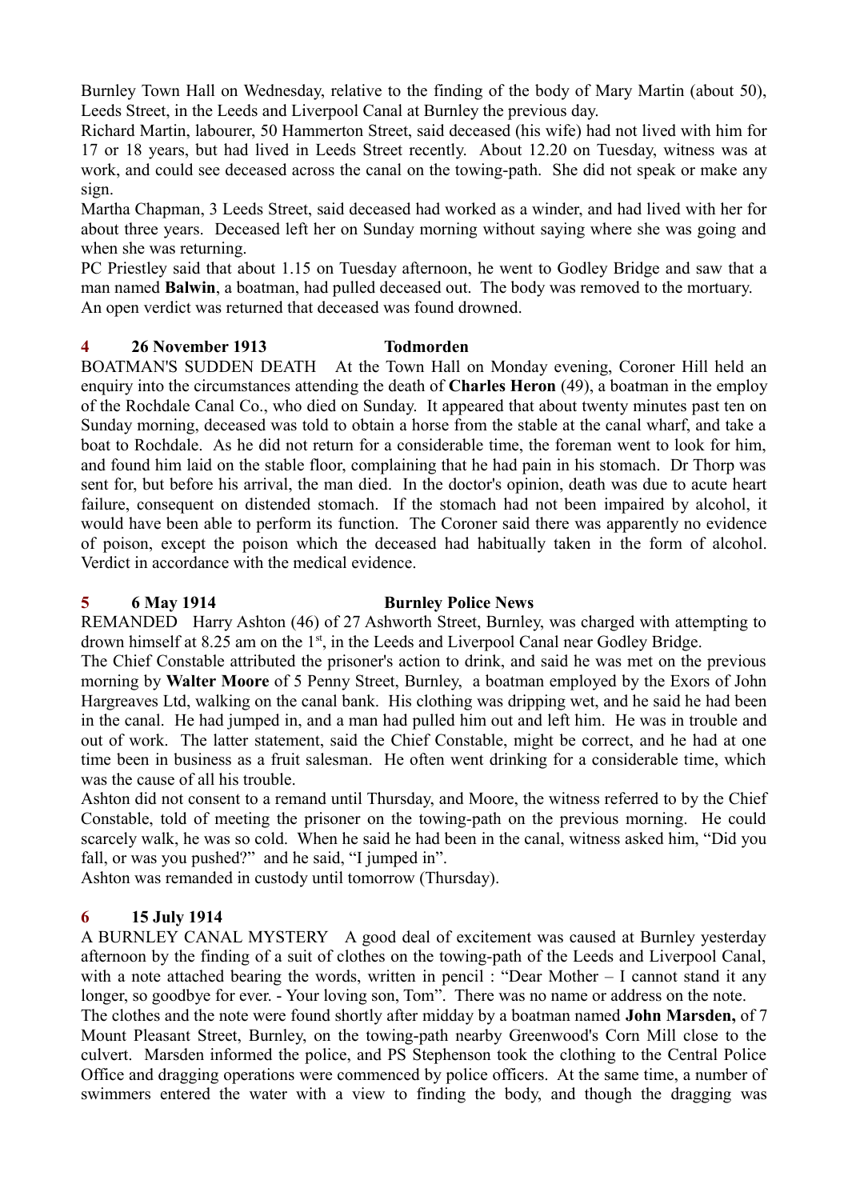Burnley Town Hall on Wednesday, relative to the finding of the body of Mary Martin (about 50), Leeds Street, in the Leeds and Liverpool Canal at Burnley the previous day.

Richard Martin, labourer, 50 Hammerton Street, said deceased (his wife) had not lived with him for 17 or 18 years, but had lived in Leeds Street recently. About 12.20 on Tuesday, witness was at work, and could see deceased across the canal on the towing-path. She did not speak or make any sign.

Martha Chapman, 3 Leeds Street, said deceased had worked as a winder, and had lived with her for about three years. Deceased left her on Sunday morning without saying where she was going and when she was returning.

PC Priestley said that about 1.15 on Tuesday afternoon, he went to Godley Bridge and saw that a man named **Balwin**, a boatman, had pulled deceased out. The body was removed to the mortuary.

An open verdict was returned that deceased was found drowned.

**4 26 November 1913 Todmorden**

BOATMAN'S SUDDEN DEATH At the Town Hall on Monday evening, Coroner Hill held an enquiry into the circumstances attending the death of **Charles Heron** (49), a boatman in the employ of the Rochdale Canal Co., who died on Sunday. It appeared that about twenty minutes past ten on Sunday morning, deceased was told to obtain a horse from the stable at the canal wharf, and take a boat to Rochdale. As he did not return for a considerable time, the foreman went to look for him, and found him laid on the stable floor, complaining that he had pain in his stomach. Dr Thorp was sent for, but before his arrival, the man died. In the doctor's opinion, death was due to acute heart failure, consequent on distended stomach. If the stomach had not been impaired by alcohol, it would have been able to perform its function. The Coroner said there was apparently no evidence of poison, except the poison which the deceased had habitually taken in the form of alcohol. Verdict in accordance with the medical evidence.

**5 6 May 1914 Burnley Police News**

REMANDED Harry Ashton (46) of 27 Ashworth Street, Burnley, was charged with attempting to drown himself at 8.25 am on the 1st, in the Leeds and Liverpool Canal near Godley Bridge.

The Chief Constable attributed the prisoner's action to drink, and said he was met on the previous morning by **Walter Moore** of 5 Penny Street, Burnley, a boatman employed by the Exors of John Hargreaves Ltd, walking on the canal bank. His clothing was dripping wet, and he said he had been in the canal. He had jumped in, and a man had pulled him out and left him. He was in trouble and out of work. The latter statement, said the Chief Constable, might be correct, and he had at one time been in business as a fruit salesman. He often went drinking for a considerable time, which was the cause of all his trouble.

Ashton did not consent to a remand until Thursday, and Moore, the witness referred to by the Chief Constable, told of meeting the prisoner on the towing-path on the previous morning. He could scarcely walk, he was so cold. When he said he had been in the canal, witness asked him, "Did you fall, or was you pushed?" and he said, "I jumped in".

Ashton was remanded in custody until tomorrow (Thursday).

**6 15 July 1914**

A BURNLEY CANAL MYSTERY A good deal of excitement was caused at Burnley yesterday afternoon by the finding of a suit of clothes on the towing-path of the Leeds and Liverpool Canal, with a note attached bearing the words, written in pencil : "Dear Mother – I cannot stand it any longer, so goodbye for ever. - Your loving son, Tom". There was no name or address on the note.

The clothes and the note were found shortly after midday by a boatman named **John Marsden,** of 7 Mount Pleasant Street, Burnley, on the towing-path nearby Greenwood's Corn Mill close to the culvert. Marsden informed the police, and PS Stephenson took the clothing to the Central Police Office and dragging operations were commenced by police officers. At the same time, a number of swimmers entered the water with a view to finding the body, and though the dragging was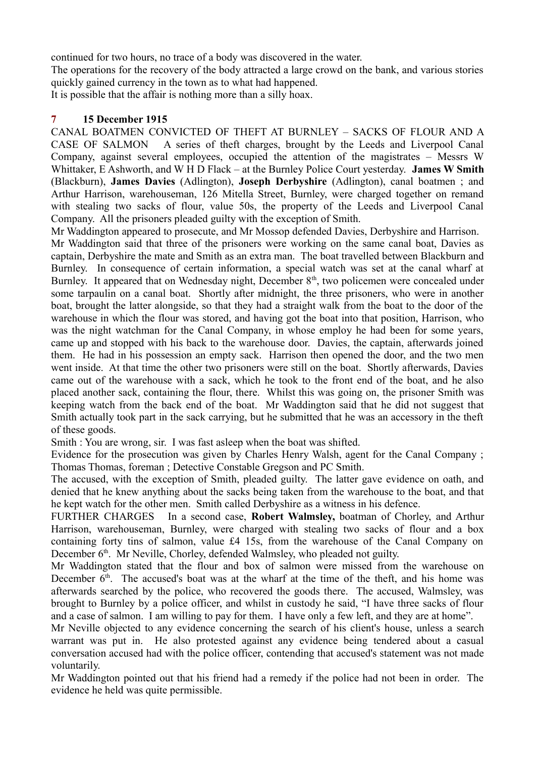continued for two hours, no trace of a body was discovered in the water.

The operations for the recovery of the body attracted a large crowd on the bank, and various stories quickly gained currency in the town as to what had happened.

It is possible that the affair is nothing more than a silly hoax.

### 7 15 December 1915

CANAL BOATMEN CONVICTED OF THEFT AT BURNLEY – SACKS OF FLOUR AND A CASE OF SALMON A series of theft charges, brought by the Leeds and Liverpool Canal Company, against several employees, occupied the attention of the magistrates – Messrs W Whittaker, E Ashworth, and W H D Flack – at the Burnley Police Court yesterday. **James W Smith** (Blackburn), **James Davies** (Adlington), **Joseph Derbyshire** (Adlington), canal boatmen ; and Arthur Harrison, warehouseman, 126 Mitella Street, Burnley, were charged together on remand with stealing two sacks of flour, value 50s, the property of the Leeds and Liverpool Canal Company. All the prisoners pleaded guilty with the exception of Smith.

Mr Waddington appeared to prosecute, and Mr Mossop defended Davies, Derbyshire and Harrison.

Mr Waddington said that three of the prisoners were working on the same canal boat, Davies as captain, Derbyshire the mate and Smith as an extra man. The boat travelled between Blackburn and Burnley. In consequence of certain information, a special watch was set at the canal wharf at Burnley. It appeared that on Wednesday night, December 8th, two policemen were concealed under some tarpaulin on a canal boat. Shortly after midnight, the three prisoners, who were in another boat, brought the latter alongside, so that they had a straight walk from the boat to the door of the warehouse in which the flour was stored, and having got the boat into that position, Harrison, who was the night watchman for the Canal Company, in whose employ he had been for some years, came up and stopped with his back to the warehouse door. Davies, the captain, afterwards joined them. He had in his possession an empty sack. Harrison then opened the door, and the two men went inside. At that time the other two prisoners were still on the boat. Shortly afterwards, Davies came out of the warehouse with a sack, which he took to the front end of the boat, and he also placed another sack, containing the flour, there. Whilst this was going on, the prisoner Smith was keeping watch from the back end of the boat. Mr Waddington said that he did not suggest that Smith actually took part in the sack carrying, but he submitted that he was an accessory in the theft of these goods.

Smith : You are wrong, sir. I was fast asleep when the boat was shifted.

Evidence for the prosecution was given by Charles Henry Walsh, agent for the Canal Company ; Thomas Thomas, foreman ; Detective Constable Gregson and PC Smith.

The accused, with the exception of Smith, pleaded guilty. The latter gave evidence on oath, and denied that he knew anything about the sacks being taken from the warehouse to the boat, and that he kept watch for the other men. Smith called Derbyshire as a witness in his defence.

FURTHER CHARGES In a second case, **Robert Walmsley,** boatman of Chorley, and Arthur Harrison, warehouseman, Burnley, were charged with stealing two sacks of flour and a box containing forty tins of salmon, value £4 15s, from the warehouse of the Canal Company on December 6th. Mr Neville, Chorley, defended Walmsley, who pleaded not guilty.

Mr Waddington stated that the flour and box of salmon were missed from the warehouse on December 6th. The accused's boat was at the wharf at the time of the theft, and his home was afterwards searched by the police, who recovered the goods there. The accused, Walmsley, was brought to Burnley by a police officer, and whilst in custody he said, "I have three sacks of flour and a case of salmon. I am willing to pay for them. I have only a few left, and they are at home".

Mr Neville objected to any evidence concerning the search of his client's house, unless a search warrant was put in. He also protested against any evidence being tendered about a casual conversation accused had with the police officer, contending that accused's statement was not made voluntarily.

Mr Waddington pointed out that his friend had a remedy if the police had not been in order. The evidence he held was quite permissible.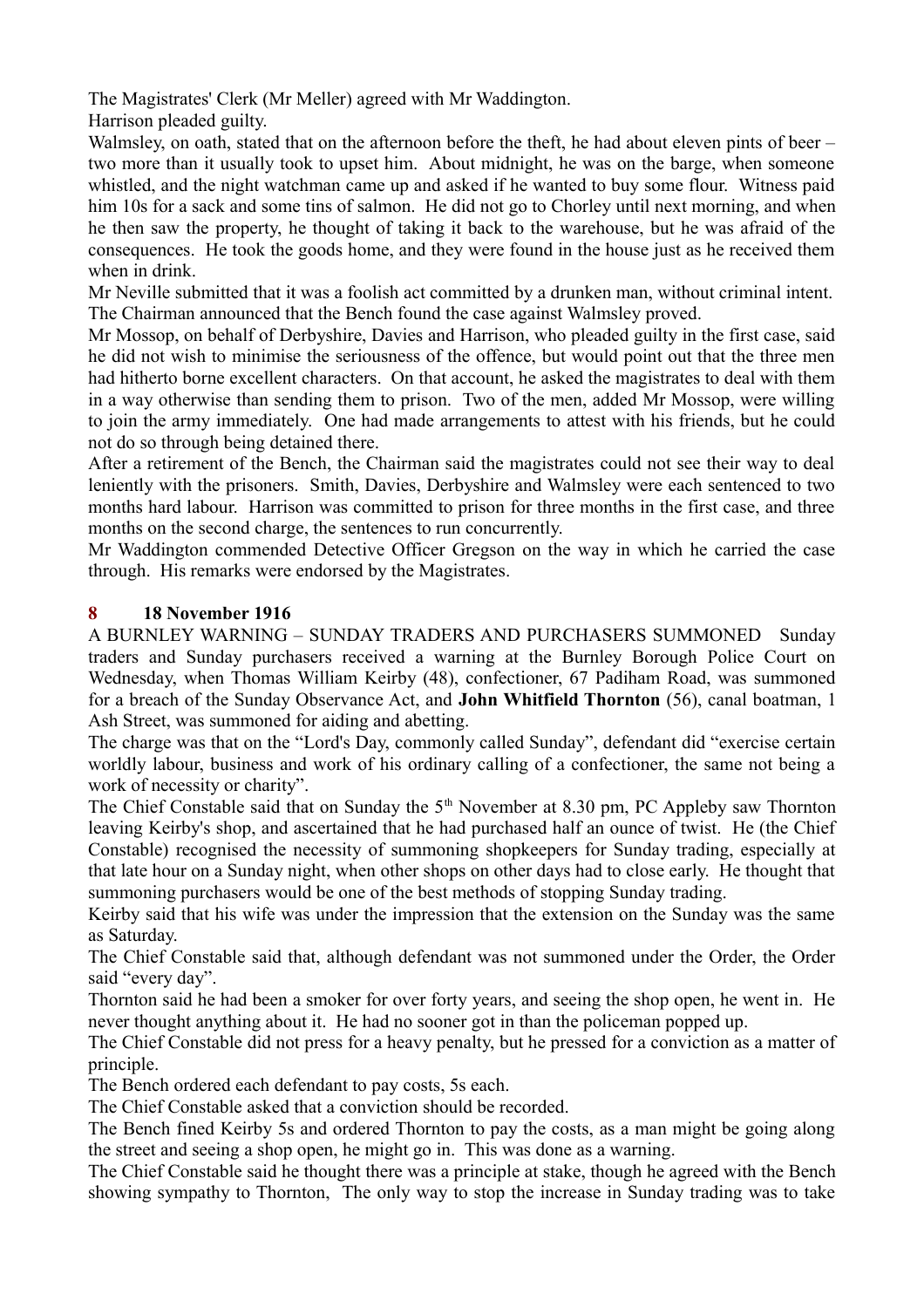The Magistrates' Clerk (Mr Meller) agreed with Mr Waddington.

Harrison pleaded guilty.

Walmsley, on oath, stated that on the afternoon before the theft, he had about eleven pints of beer – two more than it usually took to upset him. About midnight, he was on the barge, when someone whistled, and the night watchman came up and asked if he wanted to buy some flour. Witness paid him 10s for a sack and some tins of salmon. He did not go to Chorley until next morning, and when he then saw the property, he thought of taking it back to the warehouse, but he was afraid of the consequences. He took the goods home, and they were found in the house just as he received them when in drink.

Mr Neville submitted that it was a foolish act committed by a drunken man, without criminal intent.

The Chairman announced that the Bench found the case against Walmsley proved.

Mr Mossop, on behalf of Derbyshire, Davies and Harrison, who pleaded guilty in the first case, said he did not wish to minimise the seriousness of the offence, but would point out that the three men had hitherto borne excellent characters. On that account, he asked the magistrates to deal with them in a way otherwise than sending them to prison. Two of the men, added Mr Mossop, were willing to join the army immediately. One had made arrangements to attest with his friends, but he could not do so through being detained there.

After a retirement of the Bench, the Chairman said the magistrates could not see their way to deal leniently with the prisoners. Smith, Davies, Derbyshire and Walmsley were each sentenced to two months hard labour. Harrison was committed to prison for three months in the first case, and three months on the second charge, the sentences to run concurrently.

Mr Waddington commended Detective Officer Gregson on the way in which he carried the case through. His remarks were endorsed by the Magistrates.

## 8 18 November 1916

A BURNLEY WARNING – SUNDAY TRADERS AND PURCHASERS SUMMONED Sunday traders and Sunday purchasers received a warning at the Burnley Borough Police Court on Wednesday, when Thomas William Keirby (48), confectioner, 67 Padiham Road, was summoned for a breach of the Sunday Observance Act, and **John Whitfield Thornton** (56), canal boatman, 1 Ash Street, was summoned for aiding and abetting.

The charge was that on the "Lord's Day, commonly called Sunday", defendant did "exercise certain worldly labour, business and work of his ordinary calling of a confectioner, the same not being a work of necessity or charity".

The Chief Constable said that on Sunday the 5th November at 8.30 pm, PC Appleby saw Thornton leaving Keirby's shop, and ascertained that he had purchased half an ounce of twist. He (the Chief Constable) recognised the necessity of summoning shopkeepers for Sunday trading, especially at that late hour on a Sunday night, when other shops on other days had to close early. He thought that summoning purchasers would be one of the best methods of stopping Sunday trading.

Keirby said that his wife was under the impression that the extension on the Sunday was the same as Saturday.

The Chief Constable said that, although defendant was not summoned under the Order, the Order said "every day".

Thornton said he had been a smoker for over forty years, and seeing the shop open, he went in. He never thought anything about it. He had no sooner got in than the policeman popped up.

The Chief Constable did not press for a heavy penalty, but he pressed for a conviction as a matter of principle.

The Bench ordered each defendant to pay costs, 5s each.

The Chief Constable asked that a conviction should be recorded.

The Bench fined Keirby 5s and ordered Thornton to pay the costs, as a man might be going along the street and seeing a shop open, he might go in. This was done as a warning.

The Chief Constable said he thought there was a principle at stake, though he agreed with the Bench showing sympathy to Thornton, The only way to stop the increase in Sunday trading was to take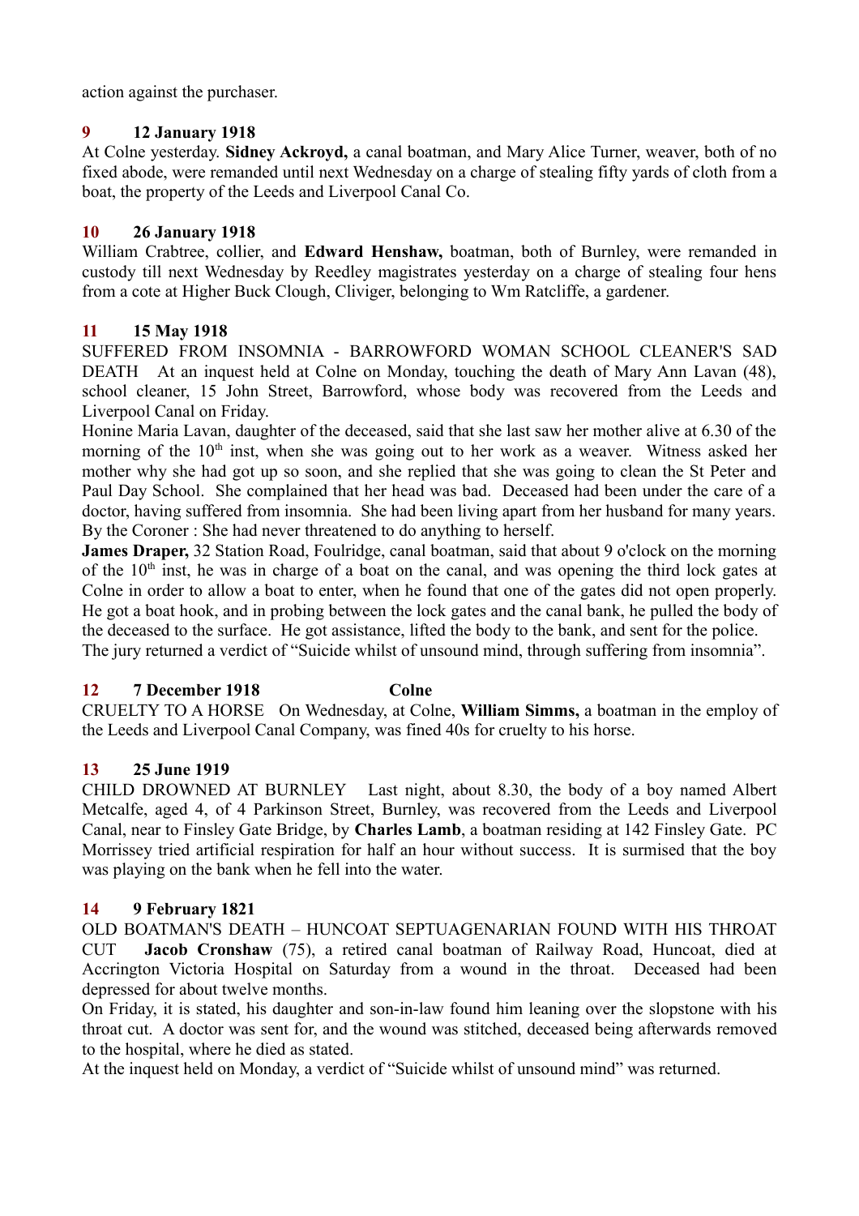action against the purchaser.

**9  12 January 1918**

At Colne yesterday. **Sidney Ackroyd,** a canal boatman, and Mary Alice Turner, weaver, both of no fixed abode, were remanded until next Wednesday on a charge of stealing fifty yards of cloth from a boat, the property of the Leeds and Liverpool Canal Co.

**10  26 January 1918**

William Crabtree, collier, and **Edward Henshaw,** boatman, both of Burnley, were remanded in custody till next Wednesday by Reedley magistrates yesterday on a charge of stealing four hens from a cote at Higher Buck Clough, Cliviger, belonging to Wm Ratcliffe, a gardener.

**11  15 May 1918**

SUFFERED FROM INSOMNIA - BARROWFORD WOMAN SCHOOL CLEANER'S SAD DEATH  At an inquest held at Colne on Monday, touching the death of Mary Ann Lavan (48), school cleaner, 15 John Street, Barrowford, whose body was recovered from the Leeds and Liverpool Canal on Friday.

Honine Maria Lavan, daughter of the deceased, said that she last saw her mother alive at 6.30 of the morning of the 10th inst, when she was going out to her work as a weaver. Witness asked her mother why she had got up so soon, and she replied that she was going to clean the St Peter and Paul Day School. She complained that her head was bad. Deceased had been under the care of a doctor, having suffered from insomnia. She had been living apart from her husband for many years. By the Coroner : She had never threatened to do anything to herself.

**James Draper,** 32 Station Road, Foulridge, canal boatman, said that about 9 o'clock on the morning of the 10th inst, he was in charge of a boat on the canal, and was opening the third lock gates at Colne in order to allow a boat to enter, when he found that one of the gates did not open properly. He got a boat hook, and in probing between the lock gates and the canal bank, he pulled the body of the deceased to the surface. He got assistance, lifted the body to the bank, and sent for the police.

The jury returned a verdict of "Suicide whilst of unsound mind, through suffering from insomnia".

**12  7 December 1918  Colne**

CRUELTY TO A HORSE  On Wednesday, at Colne, **William Simms,** a boatman in the employ of the Leeds and Liverpool Canal Company, was fined 40s for cruelty to his horse.

**13  25 June 1919**

CHILD DROWNED AT BURNLEY  Last night, about 8.30, the body of a boy named Albert Metcalfe, aged 4, of 4 Parkinson Street, Burnley, was recovered from the Leeds and Liverpool Canal, near to Finsley Gate Bridge, by **Charles Lamb**, a boatman residing at 142 Finsley Gate. PC Morrissey tried artificial respiration for half an hour without success. It is surmised that the boy was playing on the bank when he fell into the water.

**14  9 February 1821**

OLD BOATMAN'S DEATH – HUNCOAT SEPTUAGENARIAN FOUND WITH HIS THROAT CUT  **Jacob Cronshaw** (75), a retired canal boatman of Railway Road, Huncoat, died at Accrington Victoria Hospital on Saturday from a wound in the throat. Deceased had been depressed for about twelve months.

On Friday, it is stated, his daughter and son-in-law found him leaning over the slopstone with his throat cut. A doctor was sent for, and the wound was stitched, deceased being afterwards removed to the hospital, where he died as stated.

At the inquest held on Monday, a verdict of "Suicide whilst of unsound mind" was returned.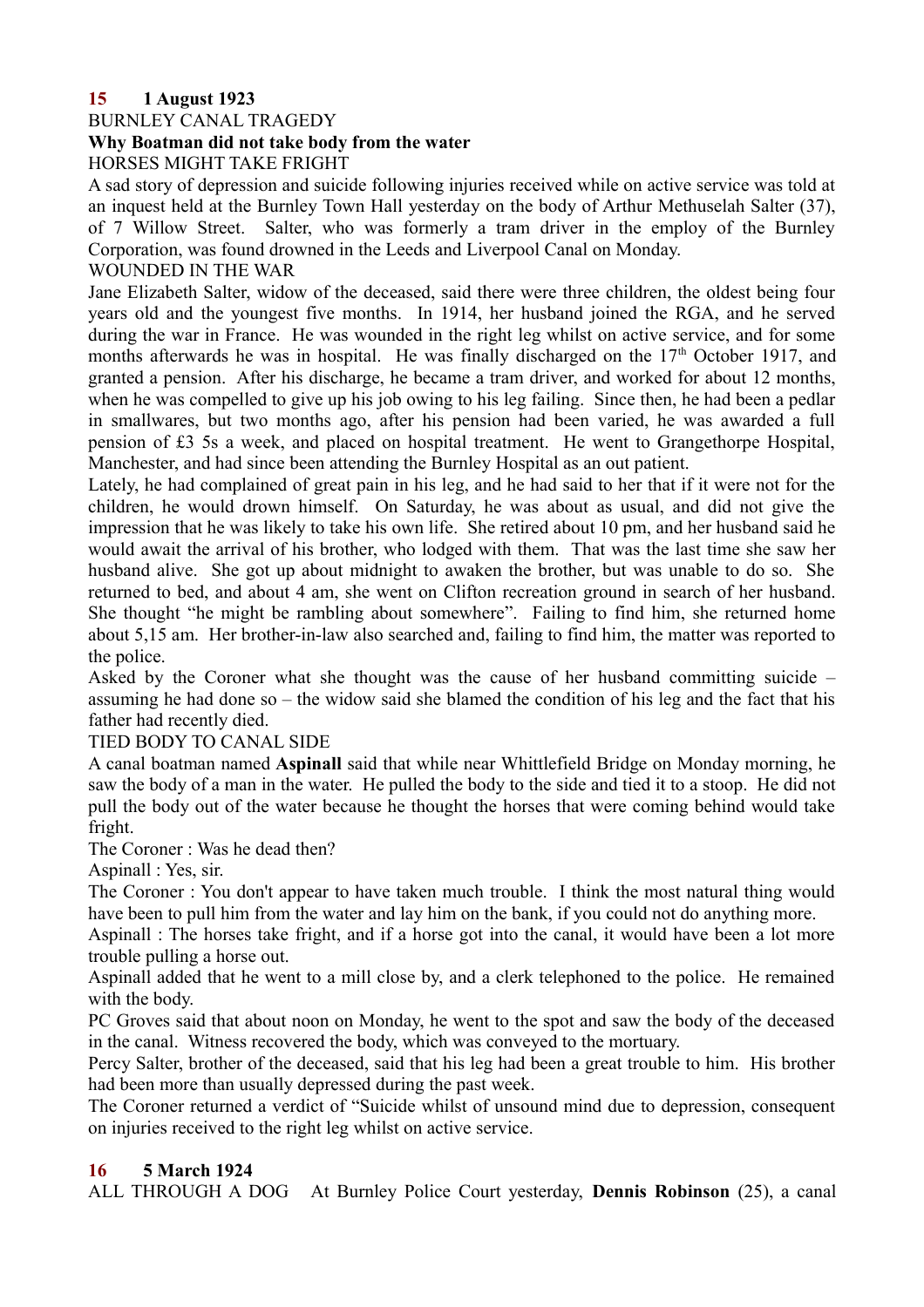**15 1 August 1923**

BURNLEY CANAL TRAGEDY

**Why Boatman did not take body from the water**

HORSES MIGHT TAKE FRIGHT

A sad story of depression and suicide following injuries received while on active service was told at an inquest held at the Burnley Town Hall yesterday on the body of Arthur Methuselah Salter (37), of 7 Willow Street. Salter, who was formerly a tram driver in the employ of the Burnley Corporation, was found drowned in the Leeds and Liverpool Canal on Monday.

WOUNDED IN THE WAR

Jane Elizabeth Salter, widow of the deceased, said there were three children, the oldest being four years old and the youngest five months. In 1914, her husband joined the RGA, and he served during the war in France. He was wounded in the right leg whilst on active service, and for some months afterwards he was in hospital. He was finally discharged on the 17th October 1917, and granted a pension. After his discharge, he became a tram driver, and worked for about 12 months, when he was compelled to give up his job owing to his leg failing. Since then, he had been a pedlar in smallwares, but two months ago, after his pension had been varied, he was awarded a full pension of £3 5s a week, and placed on hospital treatment. He went to Grangethorpe Hospital, Manchester, and had since been attending the Burnley Hospital as an out patient.

Lately, he had complained of great pain in his leg, and he had said to her that if it were not for the children, he would drown himself. On Saturday, he was about as usual, and did not give the impression that he was likely to take his own life. She retired about 10 pm, and her husband said he would await the arrival of his brother, who lodged with them. That was the last time she saw her husband alive. She got up about midnight to awaken the brother, but was unable to do so. She returned to bed, and about 4 am, she went on Clifton recreation ground in search of her husband. She thought "he might be rambling about somewhere". Failing to find him, she returned home about 5,15 am. Her brother-in-law also searched and, failing to find him, the matter was reported to the police.

Asked by the Coroner what she thought was the cause of her husband committing suicide – assuming he had done so – the widow said she blamed the condition of his leg and the fact that his father had recently died.

TIED BODY TO CANAL SIDE

A canal boatman named **Aspinall** said that while near Whittlefield Bridge on Monday morning, he saw the body of a man in the water. He pulled the body to the side and tied it to a stoop. He did not pull the body out of the water because he thought the horses that were coming behind would take fright.

The Coroner : Was he dead then?

Aspinall : Yes, sir.

The Coroner : You don't appear to have taken much trouble. I think the most natural thing would have been to pull him from the water and lay him on the bank, if you could not do anything more.

Aspinall : The horses take fright, and if a horse got into the canal, it would have been a lot more trouble pulling a horse out.

Aspinall added that he went to a mill close by, and a clerk telephoned to the police. He remained with the body.

PC Groves said that about noon on Monday, he went to the spot and saw the body of the deceased in the canal. Witness recovered the body, which was conveyed to the mortuary.

Percy Salter, brother of the deceased, said that his leg had been a great trouble to him. His brother had been more than usually depressed during the past week.

The Coroner returned a verdict of "Suicide whilst of unsound mind due to depression, consequent on injuries received to the right leg whilst on active service.

**16 5 March 1924**

ALL THROUGH A DOG At Burnley Police Court yesterday, **Dennis Robinson** (25), a canal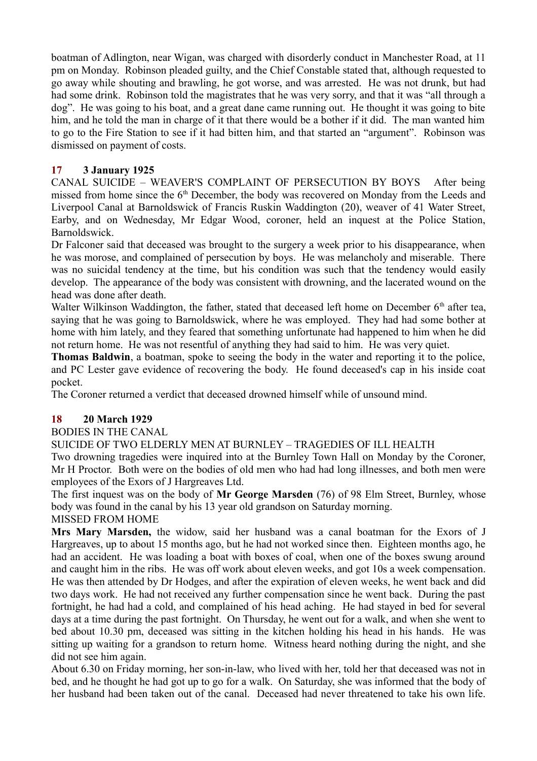boatman of Adlington, near Wigan, was charged with disorderly conduct in Manchester Road, at 11 pm on Monday. Robinson pleaded guilty, and the Chief Constable stated that, although requested to go away while shouting and brawling, he got worse, and was arrested. He was not drunk, but had had some drink. Robinson told the magistrates that he was very sorry, and that it was "all through a dog". He was going to his boat, and a great dane came running out. He thought it was going to bite him, and he told the man in charge of it that there would be a bother if it did. The man wanted him to go to the Fire Station to see if it had bitten him, and that started an "argument". Robinson was dismissed on payment of costs.

### 17 3 January 1925

CANAL SUICIDE – WEAVER'S COMPLAINT OF PERSECUTION BY BOYS After being missed from home since the 6th December, the body was recovered on Monday from the Leeds and Liverpool Canal at Barnoldswick of Francis Ruskin Waddington (20), weaver of 41 Water Street, Earby, and on Wednesday, Mr Edgar Wood, coroner, held an inquest at the Police Station, Barnoldswick.

Dr Falconer said that deceased was brought to the surgery a week prior to his disappearance, when he was morose, and complained of persecution by boys. He was melancholy and miserable. There was no suicidal tendency at the time, but his condition was such that the tendency would easily develop. The appearance of the body was consistent with drowning, and the lacerated wound on the head was done after death.

Walter Wilkinson Waddington, the father, stated that deceased left home on December 6th after tea, saying that he was going to Barnoldswick, where he was employed. They had had some bother at home with him lately, and they feared that something unfortunate had happened to him when he did not return home. He was not resentful of anything they had said to him. He was very quiet.

**Thomas Baldwin**, a boatman, spoke to seeing the body in the water and reporting it to the police, and PC Lester gave evidence of recovering the body. He found deceased's cap in his inside coat pocket.

The Coroner returned a verdict that deceased drowned himself while of unsound mind.

### 18 20 March 1929

BODIES IN THE CANAL

SUICIDE OF TWO ELDERLY MEN AT BURNLEY – TRAGEDIES OF ILL HEALTH

Two drowning tragedies were inquired into at the Burnley Town Hall on Monday by the Coroner, Mr H Proctor. Both were on the bodies of old men who had had long illnesses, and both men were employees of the Exors of J Hargreaves Ltd.

The first inquest was on the body of **Mr George Marsden** (76) of 98 Elm Street, Burnley, whose body was found in the canal by his 13 year old grandson on Saturday morning.

MISSED FROM HOME

**Mrs Mary Marsden,** the widow, said her husband was a canal boatman for the Exors of J Hargreaves, up to about 15 months ago, but he had not worked since then. Eighteen months ago, he had an accident. He was loading a boat with boxes of coal, when one of the boxes swung around and caught him in the ribs. He was off work about eleven weeks, and got 10s a week compensation. He was then attended by Dr Hodges, and after the expiration of eleven weeks, he went back and did two days work. He had not received any further compensation since he went back. During the past fortnight, he had had a cold, and complained of his head aching. He had stayed in bed for several days at a time during the past fortnight. On Thursday, he went out for a walk, and when she went to bed about 10.30 pm, deceased was sitting in the kitchen holding his head in his hands. He was sitting up waiting for a grandson to return home. Witness heard nothing during the night, and she did not see him again.

About 6.30 on Friday morning, her son-in-law, who lived with her, told her that deceased was not in bed, and he thought he had got up to go for a walk. On Saturday, she was informed that the body of her husband had been taken out of the canal. Deceased had never threatened to take his own life.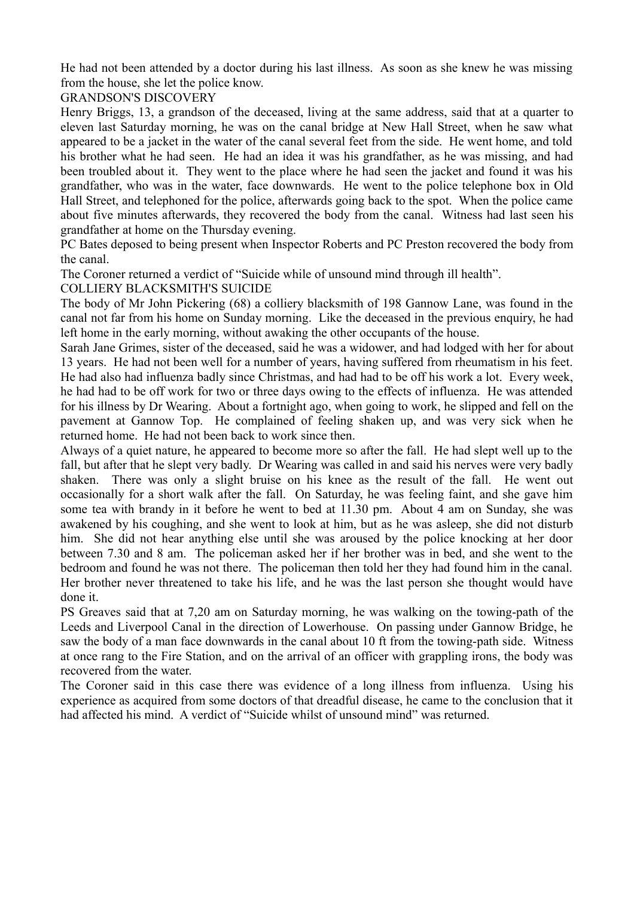He had not been attended by a doctor during his last illness. As soon as she knew he was missing from the house, she let the police know.

GRANDSON'S DISCOVERY

Henry Briggs, 13, a grandson of the deceased, living at the same address, said that at a quarter to eleven last Saturday morning, he was on the canal bridge at New Hall Street, when he saw what appeared to be a jacket in the water of the canal several feet from the side. He went home, and told his brother what he had seen. He had an idea it was his grandfather, as he was missing, and had been troubled about it. They went to the place where he had seen the jacket and found it was his grandfather, who was in the water, face downwards. He went to the police telephone box in Old Hall Street, and telephoned for the police, afterwards going back to the spot. When the police came about five minutes afterwards, they recovered the body from the canal. Witness had last seen his grandfather at home on the Thursday evening.

PC Bates deposed to being present when Inspector Roberts and PC Preston recovered the body from the canal.

The Coroner returned a verdict of "Suicide while of unsound mind through ill health".

COLLIERY BLACKSMITH'S SUICIDE

The body of Mr John Pickering (68) a colliery blacksmith of 198 Gannow Lane, was found in the canal not far from his home on Sunday morning. Like the deceased in the previous enquiry, he had left home in the early morning, without awaking the other occupants of the house.

Sarah Jane Grimes, sister of the deceased, said he was a widower, and had lodged with her for about 13 years. He had not been well for a number of years, having suffered from rheumatism in his feet. He had also had influenza badly since Christmas, and had had to be off his work a lot. Every week, he had had to be off work for two or three days owing to the effects of influenza. He was attended for his illness by Dr Wearing. About a fortnight ago, when going to work, he slipped and fell on the pavement at Gannow Top. He complained of feeling shaken up, and was very sick when he returned home. He had not been back to work since then.

Always of a quiet nature, he appeared to become more so after the fall. He had slept well up to the fall, but after that he slept very badly. Dr Wearing was called in and said his nerves were very badly shaken. There was only a slight bruise on his knee as the result of the fall. He went out occasionally for a short walk after the fall. On Saturday, he was feeling faint, and she gave him some tea with brandy in it before he went to bed at 11.30 pm. About 4 am on Sunday, she was awakened by his coughing, and she went to look at him, but as he was asleep, she did not disturb him. She did not hear anything else until she was aroused by the police knocking at her door between 7.30 and 8 am. The policeman asked her if her brother was in bed, and she went to the bedroom and found he was not there. The policeman then told her they had found him in the canal. Her brother never threatened to take his life, and he was the last person she thought would have done it.

PS Greaves said that at 7,20 am on Saturday morning, he was walking on the towing-path of the Leeds and Liverpool Canal in the direction of Lowerhouse. On passing under Gannow Bridge, he saw the body of a man face downwards in the canal about 10 ft from the towing-path side. Witness at once rang to the Fire Station, and on the arrival of an officer with grappling irons, the body was recovered from the water.

The Coroner said in this case there was evidence of a long illness from influenza. Using his experience as acquired from some doctors of that dreadful disease, he came to the conclusion that it had affected his mind. A verdict of "Suicide whilst of unsound mind" was returned.